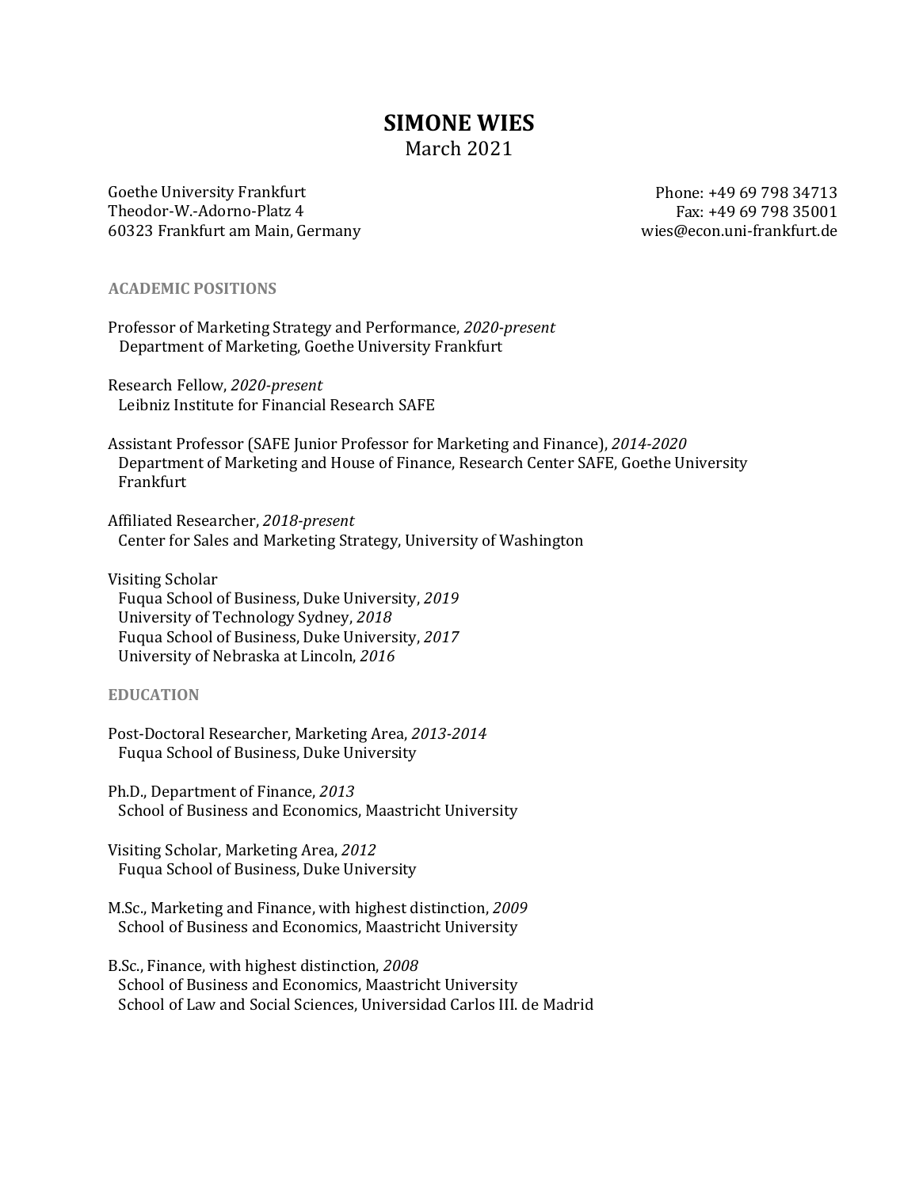# SIMONE WIES

March 2021

Goethe University Frankfurt
Theodor-W.-Adorno-Platz 4
60323 Frankfurt am Main, Germany

Phone: +49 69 798 34713
Fax: +49 69 798 35001
wies@econ.uni-frankfurt.de

## ACADEMIC POSITIONS

Professor of Marketing Strategy and Performance, *2020-present*
Department of Marketing, Goethe University Frankfurt

Research Fellow, *2020-present*
Leibniz Institute for Financial Research SAFE

Assistant Professor (SAFE Junior Professor for Marketing and Finance), *2014-2020*
Department of Marketing and House of Finance, Research Center SAFE, Goethe University Frankfurt

Affiliated Researcher, *2018-present*
Center for Sales and Marketing Strategy, University of Washington

Visiting Scholar
Fuqua School of Business, Duke University, *2019*
University of Technology Sydney, *2018*
Fuqua School of Business, Duke University, *2017*
University of Nebraska at Lincoln, *2016*

## EDUCATION

Post-Doctoral Researcher, Marketing Area, *2013-2014*
Fuqua School of Business, Duke University

Ph.D., Department of Finance, *2013*
School of Business and Economics, Maastricht University

Visiting Scholar, Marketing Area, *2012*
Fuqua School of Business, Duke University

M.Sc., Marketing and Finance, with highest distinction, *2009*
School of Business and Economics, Maastricht University

B.Sc., Finance, with highest distinction, *2008*
School of Business and Economics, Maastricht University
School of Law and Social Sciences, Universidad Carlos III. de Madrid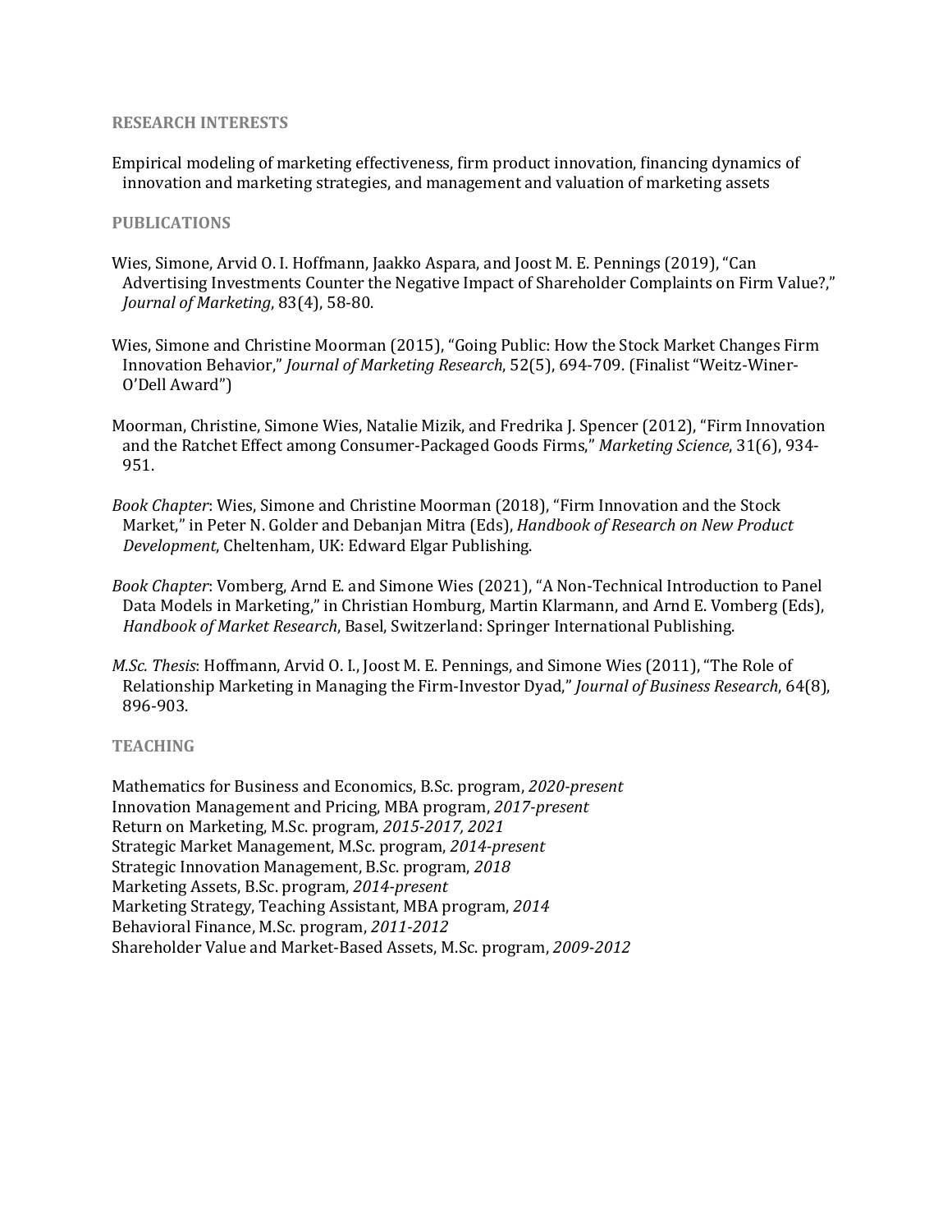## RESEARCH INTERESTS

Empirical modeling of marketing effectiveness, firm product innovation, financing dynamics of innovation and marketing strategies, and management and valuation of marketing assets

## PUBLICATIONS

Wies, Simone, Arvid O. I. Hoffmann, Jaakko Aspara, and Joost M. E. Pennings (2019), "Can Advertising Investments Counter the Negative Impact of Shareholder Complaints on Firm Value?," *Journal of Marketing*, 83(4), 58-80.

Wies, Simone and Christine Moorman (2015), "Going Public: How the Stock Market Changes Firm Innovation Behavior," *Journal of Marketing Research*, 52(5), 694-709. (Finalist "Weitz-Winer-O'Dell Award")

Moorman, Christine, Simone Wies, Natalie Mizik, and Fredrika J. Spencer (2012), "Firm Innovation and the Ratchet Effect among Consumer-Packaged Goods Firms," *Marketing Science*, 31(6), 934-951.

*Book Chapter*: Wies, Simone and Christine Moorman (2018), "Firm Innovation and the Stock Market," in Peter N. Golder and Debanjan Mitra (Eds), *Handbook of Research on New Product Development*, Cheltenham, UK: Edward Elgar Publishing.

*Book Chapter*: Vomberg, Arnd E. and Simone Wies (2021), "A Non-Technical Introduction to Panel Data Models in Marketing," in Christian Homburg, Martin Klarmann, and Arnd E. Vomberg (Eds), *Handbook of Market Research*, Basel, Switzerland: Springer International Publishing.

*M.Sc. Thesis*: Hoffmann, Arvid O. I., Joost M. E. Pennings, and Simone Wies (2011), "The Role of Relationship Marketing in Managing the Firm-Investor Dyad," *Journal of Business Research*, 64(8), 896-903.

## TEACHING

Mathematics for Business and Economics, B.Sc. program, *2020-present*
Innovation Management and Pricing, MBA program, *2017-present*
Return on Marketing, M.Sc. program, *2015-2017, 2021*
Strategic Market Management, M.Sc. program, *2014-present*
Strategic Innovation Management, B.Sc. program, *2018*
Marketing Assets, B.Sc. program, *2014-present*
Marketing Strategy, Teaching Assistant, MBA program, *2014*
Behavioral Finance, M.Sc. program, *2011-2012*
Shareholder Value and Market-Based Assets, M.Sc. program, *2009-2012*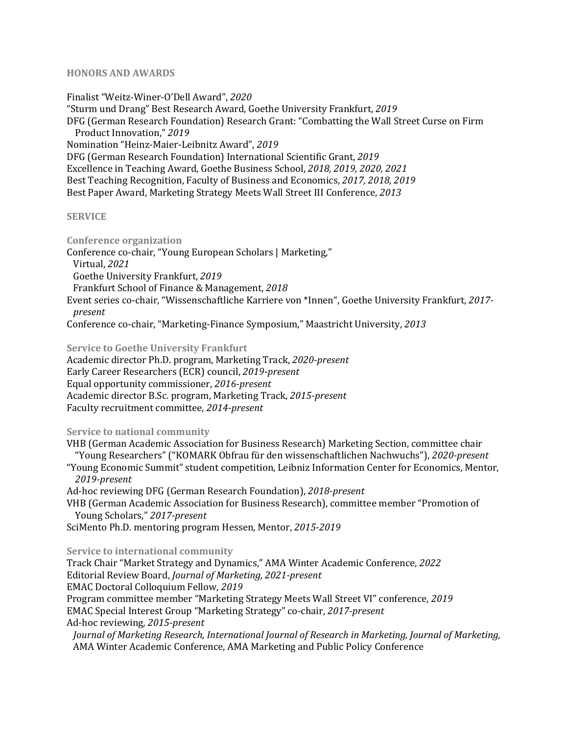## HONORS AND AWARDS

Finalist "Weitz-Winer-O'Dell Award", *2020*
"Sturm und Drang" Best Research Award, Goethe University Frankfurt, *2019*
DFG (German Research Foundation) Research Grant: "Combatting the Wall Street Curse on Firm Product Innovation," *2019*
Nomination "Heinz-Maier-Leibnitz Award", *2019*
DFG (German Research Foundation) International Scientific Grant, *2019*
Excellence in Teaching Award, Goethe Business School, *2018, 2019, 2020, 2021*
Best Teaching Recognition, Faculty of Business and Economics, *2017, 2018, 2019*
Best Paper Award, Marketing Strategy Meets Wall Street III Conference, *2013*

## SERVICE

### Conference organization

Conference co-chair, "Young European Scholars | Marketing,"
Virtual, *2021*
Goethe University Frankfurt, *2019*
Frankfurt School of Finance & Management, *2018*
Event series co-chair, "Wissenschaftliche Karriere von *Innen", Goethe University Frankfurt, *2017-present*
Conference co-chair, "Marketing-Finance Symposium," Maastricht University, *2013*

### Service to Goethe University Frankfurt

Academic director Ph.D. program, Marketing Track, *2020-present*
Early Career Researchers (ECR) council, *2019-present*
Equal opportunity commissioner, *2016-present*
Academic director B.Sc. program, Marketing Track, *2015-present*
Faculty recruitment committee, *2014-present*

### Service to national community

VHB (German Academic Association for Business Research) Marketing Section, committee chair "Young Researchers" ("KOMARK Obfrau für den wissenschaftlichen Nachwuchs"), *2020-present*
"Young Economic Summit" student competition, Leibniz Information Center for Economics, Mentor, *2019-present*
Ad-hoc reviewing DFG (German Research Foundation), *2018-present*
VHB (German Academic Association for Business Research), committee member "Promotion of Young Scholars," *2017-present*
SciMento Ph.D. mentoring program Hessen, Mentor, *2015-2019*

### Service to international community

Track Chair "Market Strategy and Dynamics," AMA Winter Academic Conference, *2022*
Editorial Review Board, *Journal of Marketing, 2021-present*
EMAC Doctoral Colloquium Fellow, *2019*
Program committee member "Marketing Strategy Meets Wall Street VI" conference, *2019*
EMAC Special Interest Group "Marketing Strategy" co-chair, *2017-present*
Ad-hoc reviewing, *2015-present*
*Journal of Marketing Research, International Journal of Research in Marketing, Journal of Marketing,* AMA Winter Academic Conference, AMA Marketing and Public Policy Conference